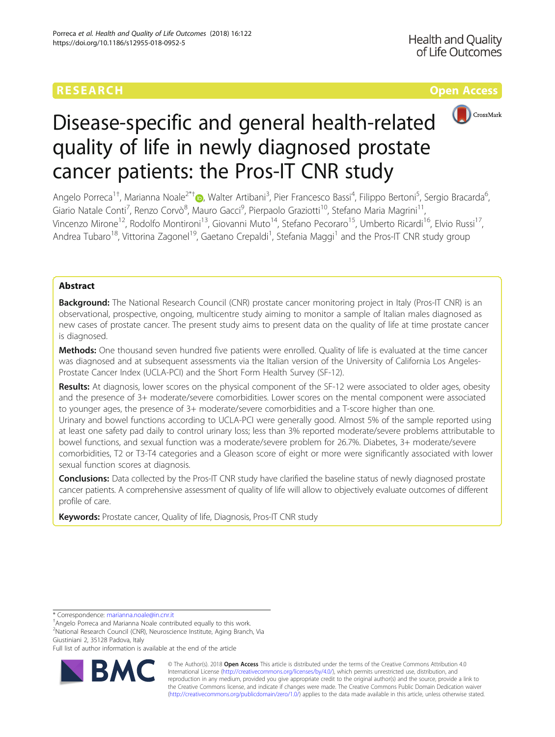RESEARCH

Open Access

# Disease-specific and general health-related quality of life in newly diagnosed prostate cancer patients: the Pros-IT CNR study

Angelo Porreca[1†], Marianna Noale[2*†], Walter Artibani[3], Pier Francesco Bassi[4], Filippo Bertoni[5], Sergio Bracarda[6], Giario Natale Conti[7], Renzo Corvò[8], Mauro Gacci[9], Pierpaolo Graziotti[10], Stefano Maria Magrini[11], Vincenzo Mirone[12], Rodolfo Montironi[13], Giovanni Muto[14], Stefano Pecoraro[15], Umberto Ricardi[16], Elvio Russi[17], Andrea Tubaro[18], Vittorina Zagonel[19], Gaetano Crepaldi[1], Stefania Maggi[1] and the Pros-IT CNR study group

## Abstract

**Background:** The National Research Council (CNR) prostate cancer monitoring project in Italy (Pros-IT CNR) is an observational, prospective, ongoing, multicentre study aiming to monitor a sample of Italian males diagnosed as new cases of prostate cancer. The present study aims to present data on the quality of life at time prostate cancer is diagnosed.

**Methods:** One thousand seven hundred five patients were enrolled. Quality of life is evaluated at the time cancer was diagnosed and at subsequent assessments via the Italian version of the University of California Los Angeles-Prostate Cancer Index (UCLA-PCI) and the Short Form Health Survey (SF-12).

**Results:** At diagnosis, lower scores on the physical component of the SF-12 were associated to older ages, obesity and the presence of 3+ moderate/severe comorbidities. Lower scores on the mental component were associated to younger ages, the presence of 3+ moderate/severe comorbidities and a T-score higher than one.

Urinary and bowel functions according to UCLA-PCI were generally good. Almost 5% of the sample reported using at least one safety pad daily to control urinary loss; less than 3% reported moderate/severe problems attributable to bowel functions, and sexual function was a moderate/severe problem for 26.7%. Diabetes, 3+ moderate/severe comorbidities, T2 or T3-T4 categories and a Gleason score of eight or more were significantly associated with lower sexual function scores at diagnosis.

**Conclusions:** Data collected by the Pros-IT CNR study have clarified the baseline status of newly diagnosed prostate cancer patients. A comprehensive assessment of quality of life will allow to objectively evaluate outcomes of different profile of care.

**Keywords:** Prostate cancer, Quality of life, Diagnosis, Pros-IT CNR study

---

* Correspondence: marianna.noale@in.cnr.it
†Angelo Porreca and Marianna Noale contributed equally to this work.
[2]National Research Council (CNR), Neuroscience Institute, Aging Branch, Via Giustiniani 2, 35128 Padova, Italy
Full list of author information is available at the end of the article

© The Author(s). 2018 **Open Access** This article is distributed under the terms of the Creative Commons Attribution 4.0 International License (http://creativecommons.org/licenses/by/4.0/), which permits unrestricted use, distribution, and reproduction in any medium, provided you give appropriate credit to the original author(s) and the source, provide a link to the Creative Commons license, and indicate if changes were made. The Creative Commons Public Domain Dedication waiver (http://creativecommons.org/publicdomain/zero/1.0/) applies to the data made available in this article, unless otherwise stated.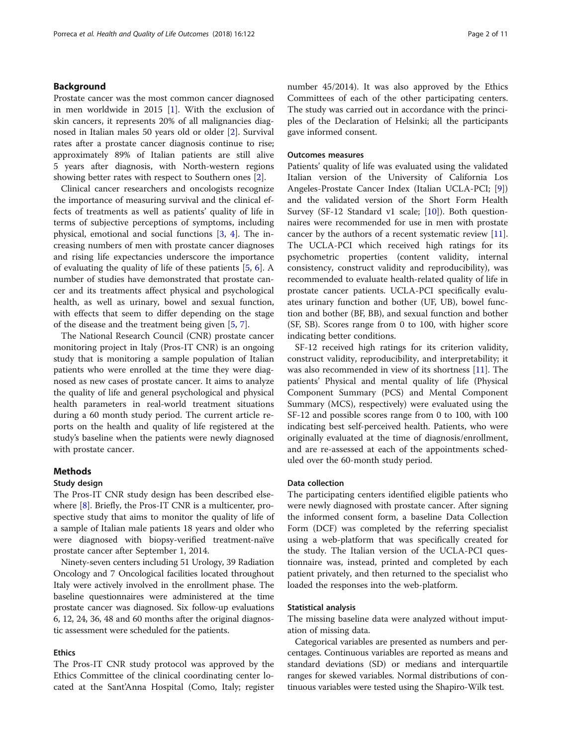## Background

Prostate cancer was the most common cancer diagnosed in men worldwide in 2015 [1]. With the exclusion of skin cancers, it represents 20% of all malignancies diagnosed in Italian males 50 years old or older [2]. Survival rates after a prostate cancer diagnosis continue to rise; approximately 89% of Italian patients are still alive 5 years after diagnosis, with North-western regions showing better rates with respect to Southern ones [2].

Clinical cancer researchers and oncologists recognize the importance of measuring survival and the clinical effects of treatments as well as patients' quality of life in terms of subjective perceptions of symptoms, including physical, emotional and social functions [3, 4]. The increasing numbers of men with prostate cancer diagnoses and rising life expectancies underscore the importance of evaluating the quality of life of these patients [5, 6]. A number of studies have demonstrated that prostate cancer and its treatments affect physical and psychological health, as well as urinary, bowel and sexual function, with effects that seem to differ depending on the stage of the disease and the treatment being given [5, 7].

The National Research Council (CNR) prostate cancer monitoring project in Italy (Pros-IT CNR) is an ongoing study that is monitoring a sample population of Italian patients who were enrolled at the time they were diagnosed as new cases of prostate cancer. It aims to analyze the quality of life and general psychological and physical health parameters in real-world treatment situations during a 60 month study period. The current article reports on the health and quality of life registered at the study's baseline when the patients were newly diagnosed with prostate cancer.

## Methods

### Study design

The Pros-IT CNR study design has been described elsewhere [8]. Briefly, the Pros-IT CNR is a multicenter, prospective study that aims to monitor the quality of life of a sample of Italian male patients 18 years and older who were diagnosed with biopsy-verified treatment-naïve prostate cancer after September 1, 2014.

Ninety-seven centers including 51 Urology, 39 Radiation Oncology and 7 Oncological facilities located throughout Italy were actively involved in the enrollment phase. The baseline questionnaires were administered at the time prostate cancer was diagnosed. Six follow-up evaluations 6, 12, 24, 36, 48 and 60 months after the original diagnostic assessment were scheduled for the patients.

### Ethics

The Pros-IT CNR study protocol was approved by the Ethics Committee of the clinical coordinating center located at the Sant'Anna Hospital (Como, Italy; register number 45/2014). It was also approved by the Ethics Committees of each of the other participating centers. The study was carried out in accordance with the principles of the Declaration of Helsinki; all the participants gave informed consent.

### Outcomes measures

Patients' quality of life was evaluated using the validated Italian version of the University of California Los Angeles-Prostate Cancer Index (Italian UCLA-PCI; [9]) and the validated version of the Short Form Health Survey (SF-12 Standard v1 scale; [10]). Both questionnaires were recommended for use in men with prostate cancer by the authors of a recent systematic review [11]. The UCLA-PCI which received high ratings for its psychometric properties (content validity, internal consistency, construct validity and reproducibility), was recommended to evaluate health-related quality of life in prostate cancer patients. UCLA-PCI specifically evaluates urinary function and bother (UF, UB), bowel function and bother (BF, BB), and sexual function and bother (SF, SB). Scores range from 0 to 100, with higher score indicating better conditions.

SF-12 received high ratings for its criterion validity, construct validity, reproducibility, and interpretability; it was also recommended in view of its shortness [11]. The patients' Physical and mental quality of life (Physical Component Summary (PCS) and Mental Component Summary (MCS), respectively) were evaluated using the SF-12 and possible scores range from 0 to 100, with 100 indicating best self-perceived health. Patients, who were originally evaluated at the time of diagnosis/enrollment, and are re-assessed at each of the appointments scheduled over the 60-month study period.

### Data collection

The participating centers identified eligible patients who were newly diagnosed with prostate cancer. After signing the informed consent form, a baseline Data Collection Form (DCF) was completed by the referring specialist using a web-platform that was specifically created for the study. The Italian version of the UCLA-PCI questionnaire was, instead, printed and completed by each patient privately, and then returned to the specialist who loaded the responses into the web-platform.

### Statistical analysis

The missing baseline data were analyzed without imputation of missing data.

Categorical variables are presented as numbers and percentages. Continuous variables are reported as means and standard deviations (SD) or medians and interquartile ranges for skewed variables. Normal distributions of continuous variables were tested using the Shapiro-Wilk test.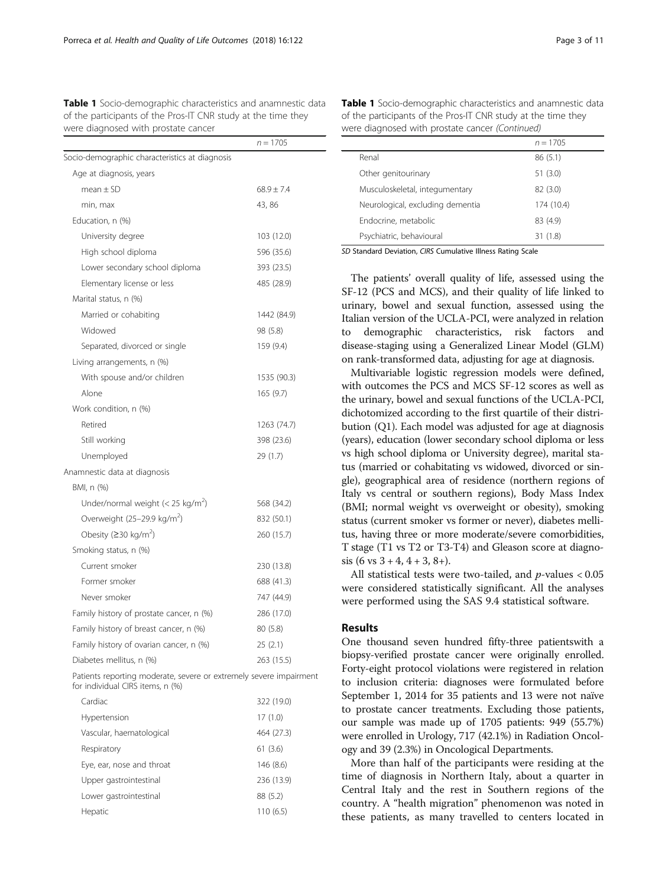**Table 1** Socio-demographic characteristics and anamnestic data of the participants of the Pros-IT CNR study at the time they were diagnosed with prostate cancer

| | $n = 1705$ |
|---|---|
| Socio-demographic characteristics at diagnosis | |
| Age at diagnosis, years | |
| mean ± SD | 68.9 ± 7.4 |
| min, max | 43, 86 |
| Education, n (%) | |
| University degree | 103 (12.0) |
| High school diploma | 596 (35.6) |
| Lower secondary school diploma | 393 (23.5) |
| Elementary license or less | 485 (28.9) |
| Marital status, n (%) | |
| Married or cohabiting | 1442 (84.9) |
| Widowed | 98 (5.8) |
| Separated, divorced or single | 159 (9.4) |
| Living arrangements, n (%) | |
| With spouse and/or children | 1535 (90.3) |
| Alone | 165 (9.7) |
| Work condition, n (%) | |
| Retired | 1263 (74.7) |
| Still working | 398 (23.6) |
| Unemployed | 29 (1.7) |
| Anamnestic data at diagnosis | |
| BMI, n (%) | |
| Under/normal weight (< 25 kg/m$^2$) | 568 (34.2) |
| Overweight (25–29.9 kg/m$^2$) | 832 (50.1) |
| Obesity (≥30 kg/m$^2$) | 260 (15.7) |
| Smoking status, n (%) | |
| Current smoker | 230 (13.8) |
| Former smoker | 688 (41.3) |
| Never smoker | 747 (44.9) |
| Family history of prostate cancer, n (%) | 286 (17.0) |
| Family history of breast cancer, n (%) | 80 (5.8) |
| Family history of ovarian cancer, n (%) | 25 (2.1) |
| Diabetes mellitus, n (%) | 263 (15.5) |
| Patients reporting moderate, severe or extremely severe impairment for individual CIRS items, n (%) | |
| Cardiac | 322 (19.0) |
| Hypertension | 17 (1.0) |
| Vascular, haematological | 464 (27.3) |
| Respiratory | 61 (3.6) |
| Eye, ear, nose and throat | 146 (8.6) |
| Upper gastrointestinal | 236 (13.9) |
| Lower gastrointestinal | 88 (5.2) |
| Hepatic | 110 (6.5) |
| Renal | 86 (5.1) |
| Other genitourinary | 51 (3.0) |
| Musculoskeletal, integumentary | 82 (3.0) |
| Neurological, excluding dementia | 174 (10.4) |
| Endocrine, metabolic | 83 (4.9) |
| Psychiatric, behavioural | 31 (1.8) |

*SD* Standard Deviation, *CIRS* Cumulative Illness Rating Scale

The patients' overall quality of life, assessed using the SF-12 (PCS and MCS), and their quality of life linked to urinary, bowel and sexual function, assessed using the Italian version of the UCLA-PCI, were analyzed in relation to demographic characteristics, risk factors and disease-staging using a Generalized Linear Model (GLM) on rank-transformed data, adjusting for age at diagnosis.

Multivariable logistic regression models were defined, with outcomes the PCS and MCS SF-12 scores as well as the urinary, bowel and sexual functions of the UCLA-PCI, dichotomized according to the first quartile of their distribution (Q1). Each model was adjusted for age at diagnosis (years), education (lower secondary school diploma or less vs high school diploma or University degree), marital status (married or cohabitating vs widowed, divorced or single), geographical area of residence (northern regions of Italy vs central or southern regions), Body Mass Index (BMI; normal weight vs overweight or obesity), smoking status (current smoker vs former or never), diabetes mellitus, having three or more moderate/severe comorbidities, T stage (T1 vs T2 or T3-T4) and Gleason score at diagnosis (6 vs 3 + 4, 4 + 3, 8+).

All statistical tests were two-tailed, and $p$-values $< 0.05$ were considered statistically significant. All the analyses were performed using the SAS 9.4 statistical software.

## Results

One thousand seven hundred fifty-three patientswith a biopsy-verified prostate cancer were originally enrolled. Forty-eight protocol violations were registered in relation to inclusion criteria: diagnoses were formulated before September 1, 2014 for 35 patients and 13 were not naïve to prostate cancer treatments. Excluding those patients, our sample was made up of 1705 patients: 949 (55.7%) were enrolled in Urology, 717 (42.1%) in Radiation Oncology and 39 (2.3%) in Oncological Departments.

More than half of the participants were residing at the time of diagnosis in Northern Italy, about a quarter in Central Italy and the rest in Southern regions of the country. A "health migration" phenomenon was noted in these patients, as many travelled to centers located in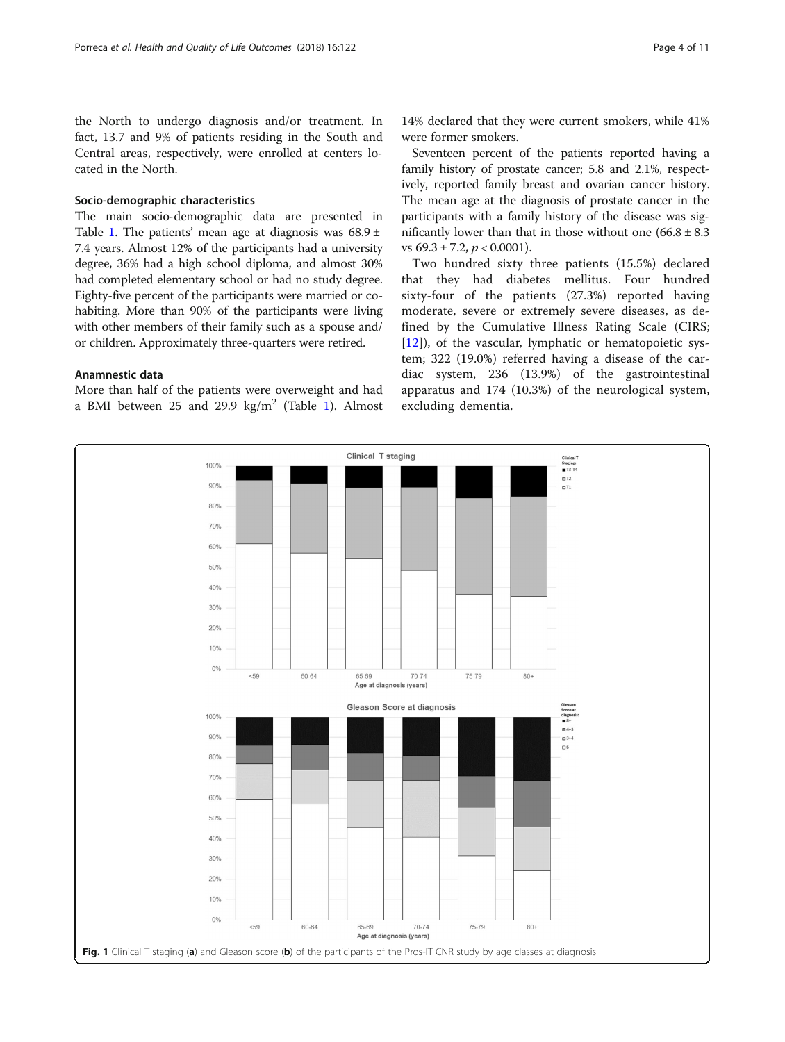the North to undergo diagnosis and/or treatment. In fact, 13.7 and 9% of patients residing in the South and Central areas, respectively, were enrolled at centers located in the North.

### Socio-demographic characteristics

The main socio-demographic data are presented in Table 1. The patients' mean age at diagnosis was 68.9 ± 7.4 years. Almost 12% of the participants had a university degree, 36% had a high school diploma, and almost 30% had completed elementary school or had no study degree. Eighty-five percent of the participants were married or cohabiting. More than 90% of the participants were living with other members of their family such as a spouse and/or children. Approximately three-quarters were retired.

### Anamnestic data

More than half of the patients were overweight and had a BMI between 25 and 29.9 kg/m$^2$ (Table 1). Almost 14% declared that they were current smokers, while 41% were former smokers.

Seventeen percent of the patients reported having a family history of prostate cancer; 5.8 and 2.1%, respectively, reported family breast and ovarian cancer history. The mean age at the diagnosis of prostate cancer in the participants with a family history of the disease was significantly lower than that in those without one (66.8 ± 8.3 vs 69.3 ± 7.2, $p < 0.0001$).

Two hundred sixty three patients (15.5%) declared that they had diabetes mellitus. Four hundred sixty-four of the patients (27.3%) reported having moderate, severe or extremely severe diseases, as defined by the Cumulative Illness Rating Scale (CIRS; [12]), of the vascular, lymphatic or hematopoietic system; 322 (19.0%) referred having a disease of the cardiac system, 236 (13.9%) of the gastrointestinal apparatus and 174 (10.3%) of the neurological system, excluding dementia.

**Fig. 1** Clinical T staging (**a**) and Gleason score (**b**) of the participants of the Pros-IT CNR study by age classes at diagnosis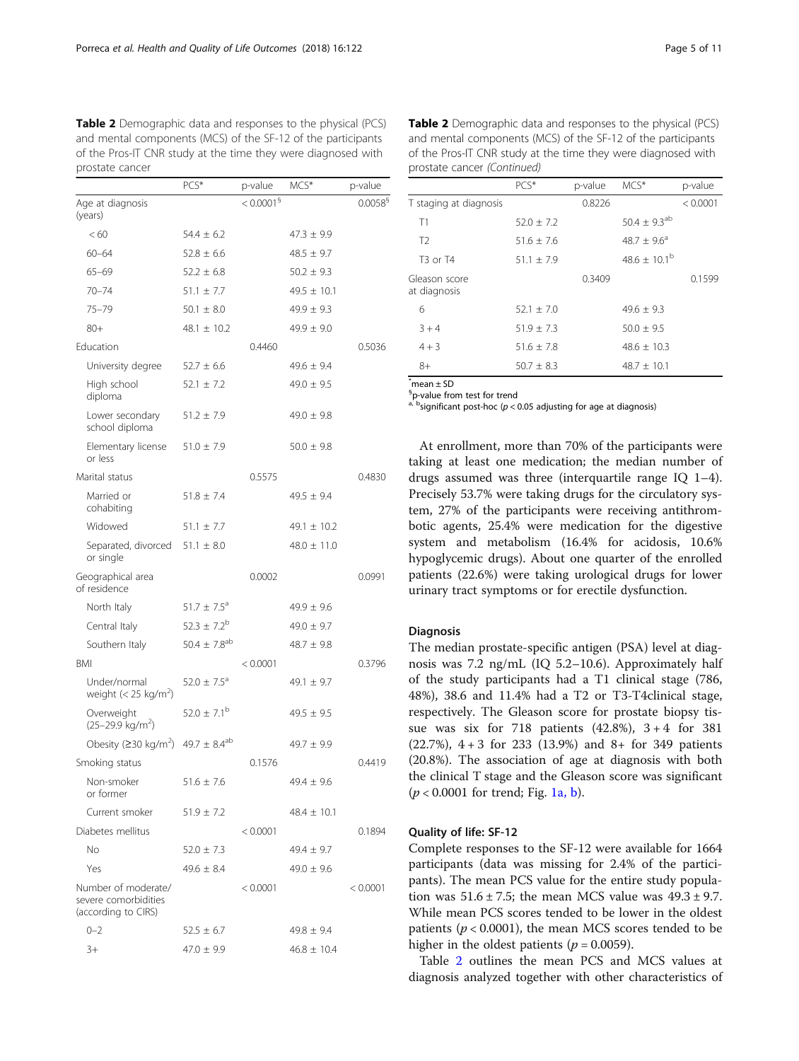**Table 2** Demographic data and responses to the physical (PCS) and mental components (MCS) of the SF-12 of the participants of the Pros-IT CNR study at the time they were diagnosed with prostate cancer

| | PCS* | p-value | MCS* | p-value |
|---|---|---|---|---|
| Age at diagnosis (years) | | < 0.0001[§] | | 0.0058[§] |
| < 60 | 54.4 ± 6.2 | | 47.3 ± 9.9 | |
| 60–64 | 52.8 ± 6.6 | | 48.5 ± 9.7 | |
| 65–69 | 52.2 ± 6.8 | | 50.2 ± 9.3 | |
| 70–74 | 51.1 ± 7.7 | | 49.5 ± 10.1 | |
| 75–79 | 50.1 ± 8.0 | | 49.9 ± 9.3 | |
| 80+ | 48.1 ± 10.2 | | 49.9 ± 9.0 | |
| Education | | 0.4460 | | 0.5036 |
| University degree | 52.7 ± 6.6 | | 49.6 ± 9.4 | |
| High school diploma | 52.1 ± 7.2 | | 49.0 ± 9.5 | |
| Lower secondary school diploma | 51.2 ± 7.9 | | 49.0 ± 9.8 | |
| Elementary license or less | 51.0 ± 7.9 | | 50.0 ± 9.8 | |
| Marital status | | 0.5575 | | 0.4830 |
| Married or cohabiting | 51.8 ± 7.4 | | 49.5 ± 9.4 | |
| Widowed | 51.1 ± 7.7 | | 49.1 ± 10.2 | |
| Separated, divorced or single | 51.1 ± 8.0 | | 48.0 ± 11.0 | |
| Geographical area of residence | | 0.0002 | | 0.0991 |
| North Italy | 51.7 ± 7.5[a] | | 49.9 ± 9.6 | |
| Central Italy | 52.3 ± 7.2[b] | | 49.0 ± 9.7 | |
| Southern Italy | 50.4 ± 7.8[ab] | | 48.7 ± 9.8 | |
| BMI | | < 0.0001 | | 0.3796 |
| Under/normal weight (< 25 kg/m²) | 52.0 ± 7.5[a] | | 49.1 ± 9.7 | |
| Overweight (25–29.9 kg/m²) | 52.0 ± 7.1[b] | | 49.5 ± 9.5 | |
| Obesity (≥30 kg/m²) | 49.7 ± 8.4[ab] | | 49.7 ± 9.9 | |
| Smoking status | | 0.1576 | | 0.4419 |
| Non-smoker or former | 51.6 ± 7.6 | | 49.4 ± 9.6 | |
| Current smoker | 51.9 ± 7.2 | | 48.4 ± 10.1 | |
| Diabetes mellitus | | < 0.0001 | | 0.1894 |
| No | 52.0 ± 7.3 | | 49.4 ± 9.7 | |
| Yes | 49.6 ± 8.4 | | 49.0 ± 9.6 | |
| Number of moderate/severe comorbidities (according to CIRS) | | < 0.0001 | | < 0.0001 |
| 0–2 | 52.5 ± 6.7 | | 49.8 ± 9.4 | |
| 3+ | 47.0 ± 9.9 | | 46.8 ± 10.4 | |
| T staging at diagnosis | | 0.8226 | | < 0.0001 |
| T1 | 52.0 ± 7.2 | | 50.4 ± 9.3[ab] | |
| T2 | 51.6 ± 7.6 | | 48.7 ± 9.6[a] | |
| T3 or T4 | 51.1 ± 7.9 | | 48.6 ± 10.1[b] | |
| Gleason score at diagnosis | | 0.3409 | | 0.1599 |
| 6 | 52.1 ± 7.0 | | 49.6 ± 9.3 | |
| 3 + 4 | 51.9 ± 7.3 | | 50.0 ± 9.5 | |
| 4 + 3 | 51.6 ± 7.8 | | 48.6 ± 10.3 | |
| 8+ | 50.7 ± 8.3 | | 48.7 ± 10.1 | |

*mean ± SD
§p-value from test for trend
a, b significant post-hoc ($p < 0.05$ adjusting for age at diagnosis)

At enrollment, more than 70% of the participants were taking at least one medication; the median number of drugs assumed was three (interquartile range IQ 1–4). Precisely 53.7% were taking drugs for the circulatory system, 27% of the participants were receiving antithrombotic agents, 25.4% were medication for the digestive system and metabolism (16.4% for acidosis, 10.6% hypoglycemic drugs). About one quarter of the enrolled patients (22.6%) were taking urological drugs for lower urinary tract symptoms or for erectile dysfunction.

### Diagnosis

The median prostate-specific antigen (PSA) level at diagnosis was 7.2 ng/mL (IQ 5.2–10.6). Approximately half of the study participants had a T1 clinical stage (786, 48%), 38.6 and 11.4% had a T2 or T3-T4clinical stage, respectively. The Gleason score for prostate biopsy tissue was six for 718 patients (42.8%), 3 + 4 for 381 (22.7%), 4 + 3 for 233 (13.9%) and 8+ for 349 patients (20.8%). The association of age at diagnosis with both the clinical T stage and the Gleason score was significant ($p < 0.0001$ for trend; Fig. 1a, b).

### Quality of life: SF-12

Complete responses to the SF-12 were available for 1664 participants (data was missing for 2.4% of the participants). The mean PCS value for the entire study population was 51.6 ± 7.5; the mean MCS value was 49.3 ± 9.7. While mean PCS scores tended to be lower in the oldest patients ($p < 0.0001$), the mean MCS scores tended to be higher in the oldest patients ($p = 0.0059$).

Table 2 outlines the mean PCS and MCS values at diagnosis analyzed together with other characteristics of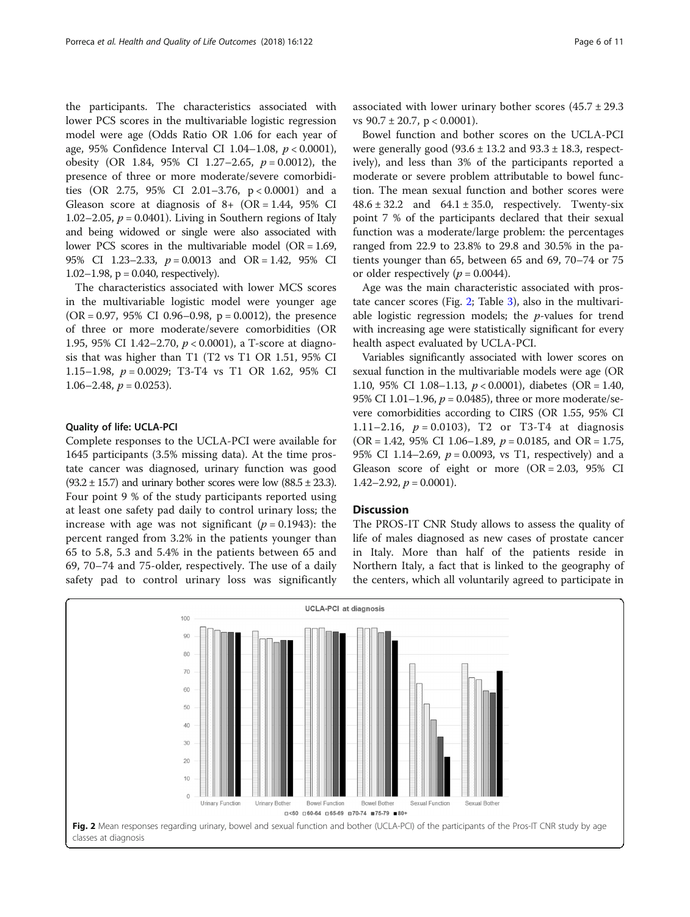the participants. The characteristics associated with lower PCS scores in the multivariable logistic regression model were age (Odds Ratio OR 1.06 for each year of age, 95% Confidence Interval CI 1.04–1.08, $p < 0.0001$), obesity (OR 1.84, 95% CI 1.27–2.65, $p = 0.0012$), the presence of three or more moderate/severe comorbidities (OR 2.75, 95% CI 2.01–3.76, $p < 0.0001$) and a Gleason score at diagnosis of 8+ (OR = 1.44, 95% CI 1.02–2.05, $p = 0.0401$). Living in Southern regions of Italy and being widowed or single were also associated with lower PCS scores in the multivariable model (OR = 1.69, 95% CI 1.23–2.33, $p = 0.0013$ and OR = 1.42, 95% CI 1.02–1.98, $p = 0.040$, respectively).

The characteristics associated with lower MCS scores in the multivariable logistic model were younger age (OR = 0.97, 95% CI 0.96–0.98, $p = 0.0012$), the presence of three or more moderate/severe comorbidities (OR 1.95, 95% CI 1.42–2.70, $p < 0.0001$), a T-score at diagnosis that was higher than T1 (T2 vs T1 OR 1.51, 95% CI 1.15–1.98, $p = 0.0029$; T3-T4 vs T1 OR 1.62, 95% CI 1.06–2.48, $p = 0.0253$).

### Quality of life: UCLA-PCI

Complete responses to the UCLA-PCI were available for 1645 participants (3.5% missing data). At the time prostate cancer was diagnosed, urinary function was good (93.2 ± 15.7) and urinary bother scores were low (88.5 ± 23.3). Four point 9 % of the study participants reported using at least one safety pad daily to control urinary loss; the increase with age was not significant ($p = 0.1943$): the percent ranged from 3.2% in the patients younger than 65 to 5.8, 5.3 and 5.4% in the patients between 65 and 69, 70–74 and 75-older, respectively. The use of a daily safety pad to control urinary loss was significantly associated with lower urinary bother scores (45.7 ± 29.3 vs 90.7 ± 20.7, $p < 0.0001$).

Bowel function and bother scores on the UCLA-PCI were generally good (93.6 ± 13.2 and 93.3 ± 18.3, respectively), and less than 3% of the participants reported a moderate or severe problem attributable to bowel function. The mean sexual function and bother scores were 48.6 ± 32.2 and 64.1 ± 35.0, respectively. Twenty-six point 7 % of the participants declared that their sexual function was a moderate/large problem: the percentages ranged from 22.9 to 23.8% to 29.8 and 30.5% in the patients younger than 65, between 65 and 69, 70–74 or 75 or older respectively ($p = 0.0044$).

Age was the main characteristic associated with prostate cancer scores (Fig. 2; Table 3), also in the multivariable logistic regression models; the $p$-values for trend with increasing age were statistically significant for every health aspect evaluated by UCLA-PCI.

Variables significantly associated with lower scores on sexual function in the multivariable models were age (OR 1.10, 95% CI 1.08–1.13, $p < 0.0001$), diabetes (OR = 1.40, 95% CI 1.01–1.96, $p = 0.0485$), three or more moderate/severe comorbidities according to CIRS (OR 1.55, 95% CI 1.11–2.16, $p = 0.0103$), T2 or T3-T4 at diagnosis (OR = 1.42, 95% CI 1.06–1.89, $p = 0.0185$, and OR = 1.75, 95% CI 1.14–2.69, $p = 0.0093$, vs T1, respectively) and a Gleason score of eight or more (OR = 2.03, 95% CI 1.42–2.92, $p = 0.0001$).

## Discussion

The PROS-IT CNR Study allows to assess the quality of life of males diagnosed as new cases of prostate cancer in Italy. More than half of the patients reside in Northern Italy, a fact that is linked to the geography of the centers, which all voluntarily agreed to participate in

**Fig. 2** Mean responses regarding urinary, bowel and sexual function and bother (UCLA-PCI) of the participants of the Pros-IT CNR study by age classes at diagnosis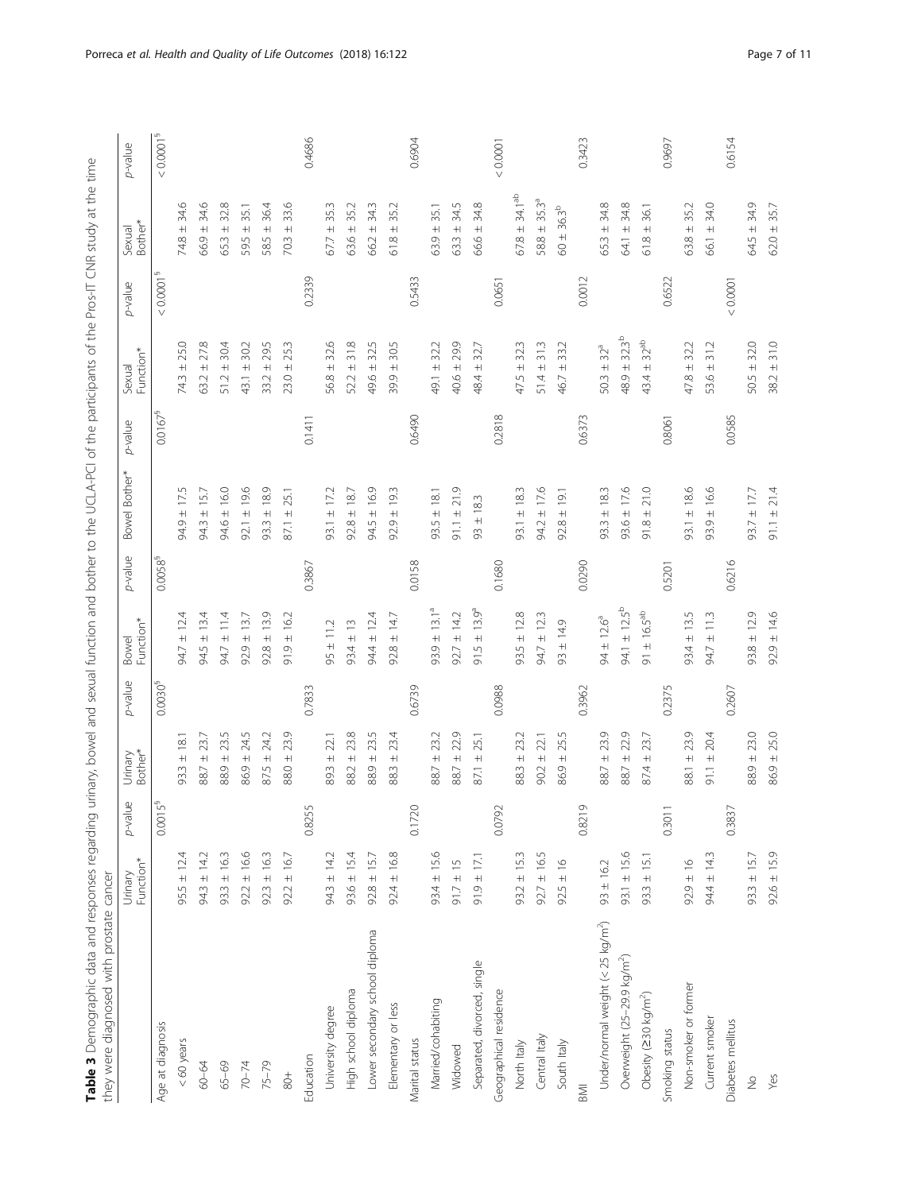**Table 3** Demographic data and responses regarding urinary, bowel and sexual function and bother to the UCLA-PCI of the participants of the Pros-IT CNR study at the time they were diagnosed with prostate cancer

| | Urinary Function* | p-value | Urinary Bother* | p-value | Bowel Function* | p-value | Bowel Bother* | p-value | Sexual Function* | p-value | Sexual Bother* | p-value |
|---|---|---|---|---|---|---|---|---|---|---|---|---|
| Age at diagnosis | | 0.0015[§] | | 0.0030[§] | | 0.0058[§] | | 0.0167[§] | | < 0.0001[§] | | < 0.0001[§] |
| < 60 years | 95.5 ± 12.4 | | 93.3 ± 18.1 | | 94.7 ± 12.4 | | 94.9 ± 17.5 | | 74.3 ± 25.0 | | 74.8 ± 34.6 | |
| 60–64 | 94.3 ± 14.2 | | 88.7 ± 23.7 | | 94.5 ± 13.4 | | 94.3 ± 15.7 | | 63.2 ± 27.8 | | 66.9 ± 34.6 | |
| 65–69 | 93.3 ± 16.3 | | 88.9 ± 23.5 | | 94.7 ± 11.4 | | 94.6 ± 16.0 | | 51.2 ± 30.4 | | 65.3 ± 32.8 | |
| 70–74 | 92.2 ± 16.6 | | 86.9 ± 24.5 | | 92.9 ± 13.7 | | 92.1 ± 19.6 | | 43.1 ± 30.2 | | 59.5 ± 35.1 | |
| 75–79 | 92.3 ± 16.3 | | 87.5 ± 24.2 | | 92.8 ± 13.9 | | 93.3 ± 18.9 | | 33.2 ± 29.5 | | 58.5 ± 36.4 | |
| 80+ | 92.2 ± 16.7 | | 88.0 ± 23.9 | | 91.9 ± 16.2 | | 87.1 ± 25.1 | | 23.0 ± 25.3 | | 70.3 ± 33.6 | |
| Education | | 0.8255 | | 0.7833 | | 0.3867 | | 0.1411 | | 0.2339 | | 0.4686 |
| University degree | 94.3 ± 14.2 | | 89.3 ± 22.1 | | 95 ± 11.2 | | 93.1 ± 17.2 | | 56.8 ± 32.6 | | 67.7 ± 35.3 | |
| High school diploma | 93.6 ± 15.4 | | 88.2 ± 23.8 | | 93.4 ± 13 | | 92.8 ± 18.7 | | 52.2 ± 31.8 | | 63.6 ± 35.2 | |
| Lower secondary school diploma | 92.8 ± 15.7 | | 88.9 ± 23.5 | | 94.4 ± 12.4 | | 94.5 ± 16.9 | | 49.6 ± 32.5 | | 66.2 ± 34.3 | |
| Elementary or less | 92.4 ± 16.8 | | 88.3 ± 23.4 | | 92.8 ± 14.7 | | 92.9 ± 19.3 | | 39.9 ± 30.5 | | 61.8 ± 35.2 | |
| Marital status | | 0.1720 | | 0.6739 | | 0.0158 | | 0.6490 | | 0.5433 | | 0.6904 |
| Married/cohabiting | 93.4 ± 15.6 | | 88.7 ± 23.2 | | 93.9 ± 13.1[a] | | 93.5 ± 18.1 | | 49.1 ± 32.2 | | 63.9 ± 35.1 | |
| Widowed | 91.7 ± 15 | | 88.7 ± 22.9 | | 92.7 ± 14.2 | | 91.1 ± 21.9 | | 40.6 ± 29.9 | | 63.3 ± 34.5 | |
| Separated, divorced, single | 91.9 ± 17.1 | | 87.1 ± 25.1 | | 91.5 ± 13.9[a] | | 93 ± 18.3 | | 48.4 ± 32.7 | | 66.6 ± 34.8 | |
| Geographical residence | | 0.0792 | | 0.0988 | | 0.1680 | | 0.2818 | | 0.0651 | | < 0.0001 |
| North Italy | 93.2 ± 15.3 | | 88.3 ± 23.2 | | 93.5 ± 12.8 | | 93.1 ± 18.3 | | 47.5 ± 32.3 | | 67.8 ± 34.1[ab] | |
| Central Italy | 92.7 ± 16.5 | | 90.2 ± 22.1 | | 94.7 ± 12.3 | | 94.2 ± 17.6 | | 51.4 ± 31.3 | | 58.8 ± 35.3[a] | |
| South Italy | 92.5 ± 16 | | 86.9 ± 25.5 | | 93 ± 14.9 | | 92.8 ± 19.1 | | 46.7 ± 33.2 | | 60 ± 36.3[b] | |
| BMI | | 0.8219 | | 0.3962 | | 0.0290 | | 0.6373 | | 0.0012 | | 0.3423 |
| Under/normal weight (< 25 kg/m$^2$) | 93 ± 16.2 | | 88.7 ± 23.9 | | 94 ± 12.6[a] | | 93.3 ± 18.3 | | 50.3 ± 32[a] | | 65.3 ± 34.8 | |
| Overweight (25–29.9 kg/m$^2$) | 93.1 ± 15.6 | | 88.7 ± 22.9 | | 94.1 ± 12.5[b] | | 93.6 ± 17.6 | | 48.9 ± 32.3[b] | | 64.1 ± 34.8 | |
| Obesity (≥30 kg/m$^2$) | 93.3 ± 15.1 | | 87.4 ± 23.7 | | 91 ± 16.5[ab] | | 91.8 ± 21.0 | | 43.4 ± 32[ab] | | 61.8 ± 36.1 | |
| Smoking status | | 0.3011 | | 0.2375 | | 0.5201 | | 0.8061 | | 0.6522 | | 0.9697 |
| Non-smoker or former | 92.9 ± 16 | | 88.1 ± 23.9 | | 93.4 ± 13.5 | | 93.1 ± 18.6 | | 47.8 ± 32.2 | | 63.8 ± 35.2 | |
| Current smoker | 94.4 ± 14.3 | | 91.1 ± 20.4 | | 94.7 ± 11.3 | | 93.9 ± 16.6 | | 53.6 ± 31.2 | | 66.1 ± 34.0 | |
| Diabetes mellitus | | 0.3837 | | 0.2607 | | 0.6216 | | 0.0585 | | < 0.0001 | | 0.6154 |
| No | 93.3 ± 15.7 | | 88.9 ± 23.0 | | 93.8 ± 12.9 | | 93.7 ± 17.7 | | 50.5 ± 32.0 | | 64.5 ± 34.9 | |
| Yes | 92.6 ± 15.9 | | 86.9 ± 25.0 | | 92.9 ± 14.6 | | 91.1 ± 21.4 | | 38.2 ± 31.0 | | 62.0 ± 35.7 | |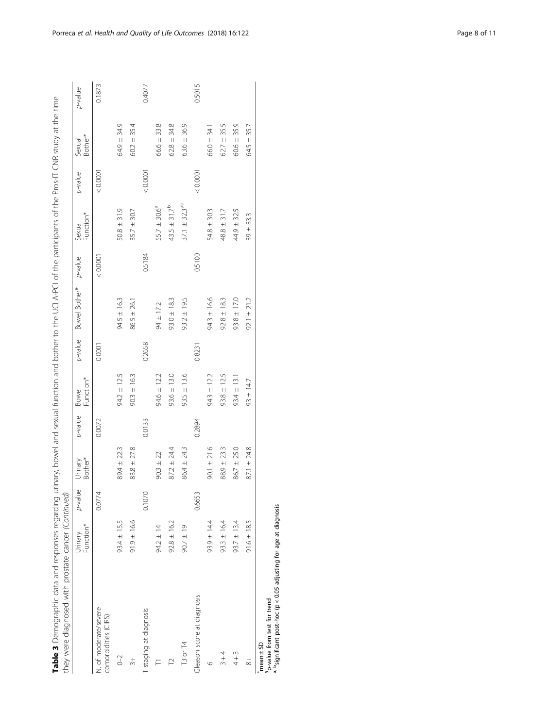**Table 3** Demographic data and responses regarding urinary, bowel and sexual function and bother to the UCLA-PCI of the participants of the Pros-IT CNR study at the time they were diagnosed with prostate cancer (*Continued*)

| | Urinary Function* | *p*-value | Urinary Bother* | *p*-value | Bowel Function* | *p*-value | Bowel Bother* | *p*-value | Sexual Function* | *p*-value | Sexual Bother* | *p*-value |
|---|---|---|---|---|---|---|---|---|---|---|---|---|
| N. of moderate/severe comorbidities (CIRS) | | 0.0774 | | 0.0072 | | 0.0001 | | < 0.0001 | | < 0.0001 | | 0.1873 |
| 0–2 | 93.4 ± 15.5 | | 89.4 ± 22.3 | | 94.2 ± 12.5 | | 94.5 ± 16.3 | | 50.8 ± 31.9 | | 64.9 ± 34.9 | |
| 3+ | 91.9 ± 16.6 | | 83.8 ± 27.8 | | 90.3 ± 16.3 | | 86.5 ± 26.1 | | 35.7 ± 30.7 | | 60.2 ± 35.4 | |
| T staging at diagnosis | | 0.1070 | | 0.0133 | | 0.2658 | | 0.5184 | | < 0.0001 | | 0.4077 |
| T1 | 94.2 ± 14 | | 90.3 ± 22 | | 94.6 ± 12.2 | | 94 ± 17.2 | | 55.7 ± 30.6[a] | | 66.6 ± 33.8 | |
| T2 | 92.8 ± 16.2 | | 87.2 ± 24.4 | | 93.6 ± 13.0 | | 93.0 ± 18.3 | | 43.5 ± 31.7[b] | | 62.8 ± 34.8 | |
| T3 or T4 | 90.7 ± 19 | | 86.4 ± 24.3 | | 93.5 ± 13.6 | | 93.2 ± 19.5 | | 37.1 ± 32.3[ab] | | 63.6 ± 36.9 | |
| Gleason score at diagnosis | | 0.6653 | | 0.2894 | | 0.8231 | | 0.5100 | | < 0.0001 | | 0.5015 |
| 6 | 93.9 ± 14.4 | | 90.1 ± 21.6 | | 94.3 ± 12.2 | | 94.3 ± 16.6 | | 54.8 ± 30.3 | | 66.0 ± 34.1 | |
| 3 + 4 | 93.3 ± 16.4 | | 88.9 ± 23.3 | | 93.8 ± 12.5 | | 92.8 ± 18.3 | | 48.8 ± 31.7 | | 62.7 ± 35.5 | |
| 4 + 3 | 93.7 ± 13.4 | | 86.7 ± 25.0 | | 93.4 ± 13.1 | | 93.8 ± 17.0 | | 44.9 ± 32.5 | | 60.6 ± 35.9 | |
| 8+ | 91.6 ± 18.5 | | 87.1 ± 24.8 | | 93 ± 14.7 | | 92.1 ± 21.2 | | 39 ± 33.3 | | 64.5 ± 35.7 | |

*mean ± SD

[§]p-value from test for trend

[a, b]significant post-hoc ($p < 0.05$ adjusting for age at diagnosis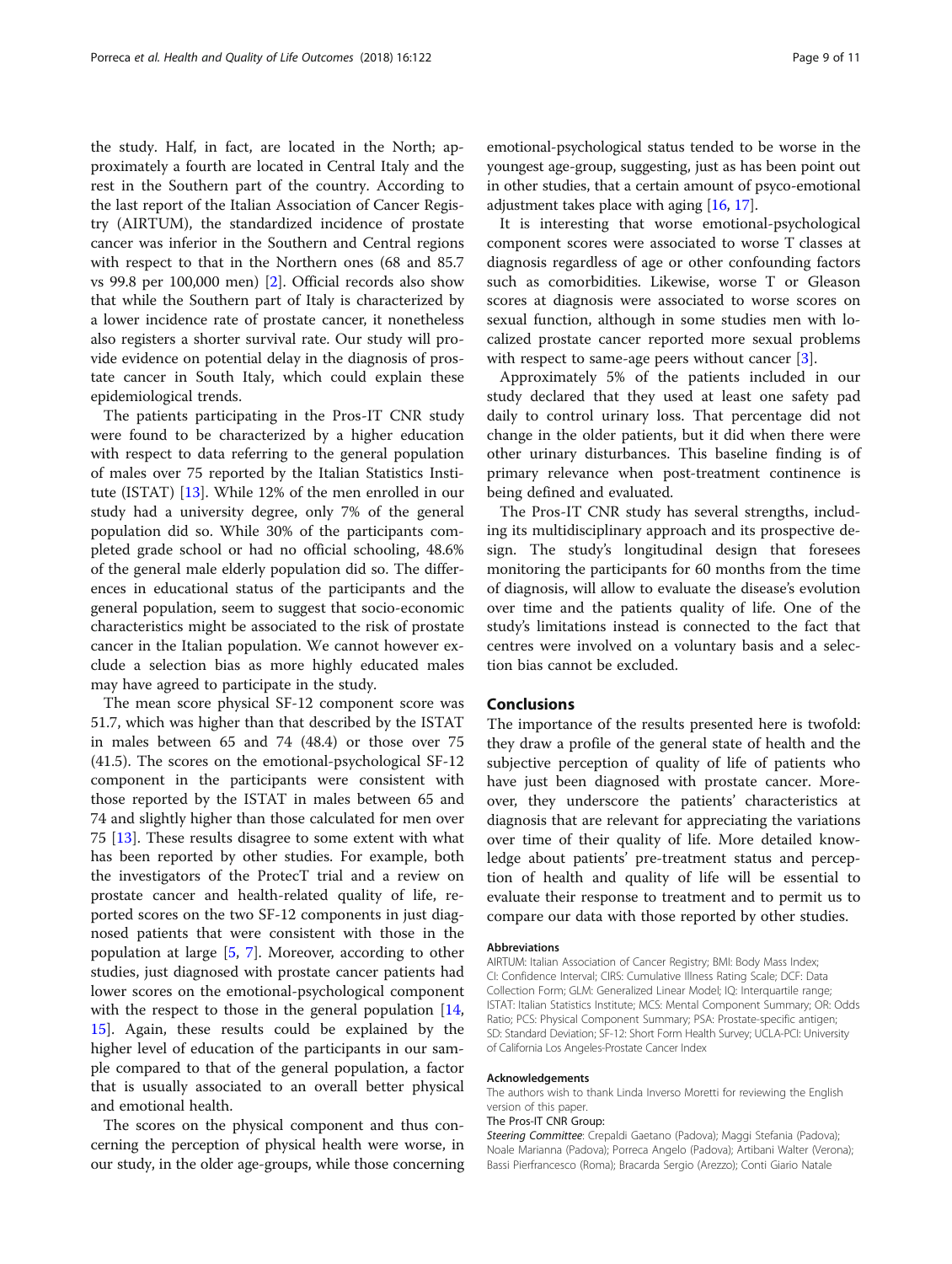the study. Half, in fact, are located in the North; approximately a fourth are located in Central Italy and the rest in the Southern part of the country. According to the last report of the Italian Association of Cancer Registry (AIRTUM), the standardized incidence of prostate cancer was inferior in the Southern and Central regions with respect to that in the Northern ones (68 and 85.7 vs 99.8 per 100,000 men) [2]. Official records also show that while the Southern part of Italy is characterized by a lower incidence rate of prostate cancer, it nonetheless also registers a shorter survival rate. Our study will provide evidence on potential delay in the diagnosis of prostate cancer in South Italy, which could explain these epidemiological trends.

The patients participating in the Pros-IT CNR study were found to be characterized by a higher education with respect to data referring to the general population of males over 75 reported by the Italian Statistics Institute (ISTAT) [13]. While 12% of the men enrolled in our study had a university degree, only 7% of the general population did so. While 30% of the participants completed grade school or had no official schooling, 48.6% of the general male elderly population did so. The differences in educational status of the participants and the general population, seem to suggest that socio-economic characteristics might be associated to the risk of prostate cancer in the Italian population. We cannot however exclude a selection bias as more highly educated males may have agreed to participate in the study.

The mean score physical SF-12 component score was 51.7, which was higher than that described by the ISTAT in males between 65 and 74 (48.4) or those over 75 (41.5). The scores on the emotional-psychological SF-12 component in the participants were consistent with those reported by the ISTAT in males between 65 and 74 and slightly higher than those calculated for men over 75 [13]. These results disagree to some extent with what has been reported by other studies. For example, both the investigators of the ProtecT trial and a review on prostate cancer and health-related quality of life, reported scores on the two SF-12 components in just diagnosed patients that were consistent with those in the population at large [5, 7]. Moreover, according to other studies, just diagnosed with prostate cancer patients had lower scores on the emotional-psychological component with the respect to those in the general population [14, 15]. Again, these results could be explained by the higher level of education of the participants in our sample compared to that of the general population, a factor that is usually associated to an overall better physical and emotional health.

The scores on the physical component and thus concerning the perception of physical health were worse, in our study, in the older age-groups, while those concerning emotional-psychological status tended to be worse in the youngest age-group, suggesting, just as has been point out in other studies, that a certain amount of psyco-emotional adjustment takes place with aging [16, 17].

It is interesting that worse emotional-psychological component scores were associated to worse T classes at diagnosis regardless of age or other confounding factors such as comorbidities. Likewise, worse T or Gleason scores at diagnosis were associated to worse scores on sexual function, although in some studies men with localized prostate cancer reported more sexual problems with respect to same-age peers without cancer [3].

Approximately 5% of the patients included in our study declared that they used at least one safety pad daily to control urinary loss. That percentage did not change in the older patients, but it did when there were other urinary disturbances. This baseline finding is of primary relevance when post-treatment continence is being defined and evaluated.

The Pros-IT CNR study has several strengths, including its multidisciplinary approach and its prospective design. The study's longitudinal design that foresees monitoring the participants for 60 months from the time of diagnosis, will allow to evaluate the disease's evolution over time and the patients quality of life. One of the study's limitations instead is connected to the fact that centres were involved on a voluntary basis and a selection bias cannot be excluded.

## Conclusions

The importance of the results presented here is twofold: they draw a profile of the general state of health and the subjective perception of quality of life of patients who have just been diagnosed with prostate cancer. Moreover, they underscore the patients' characteristics at diagnosis that are relevant for appreciating the variations over time of their quality of life. More detailed knowledge about patients' pre-treatment status and perception of health and quality of life will be essential to evaluate their response to treatment and to permit us to compare our data with those reported by other studies.

#### Abbreviations

AIRTUM: Italian Association of Cancer Registry; BMI: Body Mass Index; CI: Confidence Interval; CIRS: Cumulative Illness Rating Scale; DCF: Data Collection Form; GLM: Generalized Linear Model; IQ: Interquartile range; ISTAT: Italian Statistics Institute; MCS: Mental Component Summary; OR: Odds Ratio; PCS: Physical Component Summary; PSA: Prostate-specific antigen; SD: Standard Deviation; SF-12: Short Form Health Survey; UCLA-PCI: University of California Los Angeles-Prostate Cancer Index

#### Acknowledgements

The authors wish to thank Linda Inverso Moretti for reviewing the English version of this paper.

The Pros-IT CNR Group:

*Steering Committee*: Crepaldi Gaetano (Padova); Maggi Stefania (Padova); Noale Marianna (Padova); Porreca Angelo (Padova); Artibani Walter (Verona); Bassi Pierfrancesco (Roma); Bracarda Sergio (Arezzo); Conti Giario Natale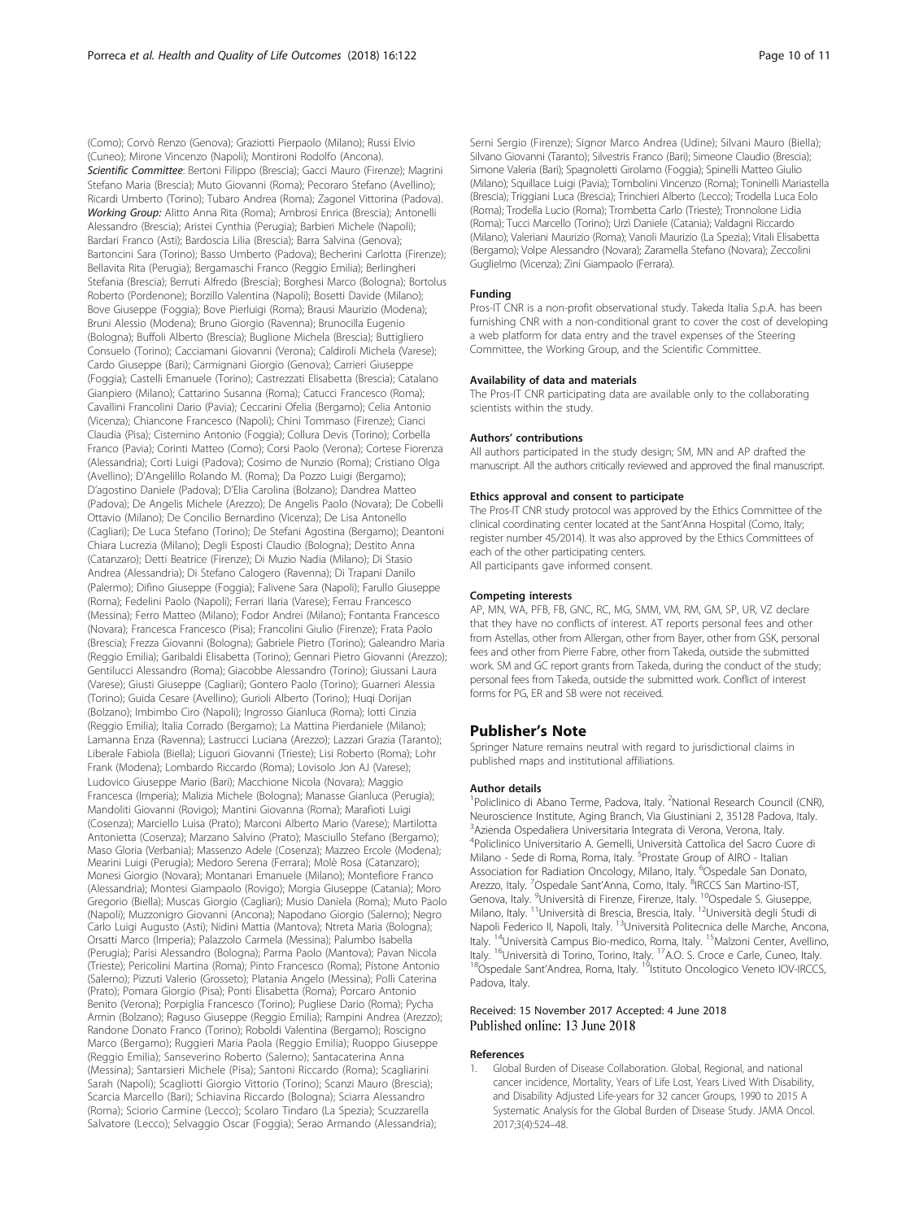(Como); Corvò Renzo (Genova); Graziotti Pierpaolo (Milano); Russi Elvio (Cuneo); Mirone Vincenzo (Napoli); Montironi Rodolfo (Ancona).

*Scientific Committee*: Bertoni Filippo (Brescia); Gacci Mauro (Firenze); Magrini Stefano Maria (Brescia); Muto Giovanni (Roma); Pecoraro Stefano (Avellino); Ricardi Umberto (Torino); Tubaro Andrea (Roma); Zagonel Vittorina (Padova).

*Working Group:* Alitto Anna Rita (Roma); Ambrosi Enrica (Brescia); Antonelli Alessandro (Brescia); Aristei Cynthia (Perugia); Barbieri Michele (Napoli); Bardari Franco (Asti); Bardoscia Lilia (Brescia); Barra Salvina (Genova); Bartoncini Sara (Torino); Basso Umberto (Padova); Becherini Carlotta (Firenze); Bellavita Rita (Perugia); Bergamaschi Franco (Reggio Emilia); Berlingheri Stefania (Brescia); Berruti Alfredo (Brescia); Borghesi Marco (Bologna); Bortolus Roberto (Pordenone); Borzillo Valentina (Napoli); Bosetti Davide (Milano); Bove Giuseppe (Foggia); Bove Pierluigi (Roma); Brausi Maurizio (Modena); Bruni Alessio (Modena); Bruno Giorgio (Ravenna); Brunocilla Eugenio (Bologna); Buffoli Alberto (Brescia); Buglione Michela (Brescia); Buttigliero Consuelo (Torino); Cacciamani Giovanni (Verona); Caldiroli Michela (Varese); Cardo Giuseppe (Bari); Carmignani Giorgio (Genova); Carrieri Giuseppe (Foggia); Castelli Emanuele (Torino); Castrezzati Elisabetta (Brescia); Catalano Gianpiero (Milano); Cattarino Susanna (Roma); Catucci Francesco (Roma); Cavallini Francolini Dario (Pavia); Ceccarini Ofelia (Bergamo); Celia Antonio (Vicenza); Chiancone Francesco (Napoli); Chini Tommaso (Firenze); Cianci Claudia (Pisa); Cisternino Antonio (Foggia); Collura Devis (Torino); Corbella Franco (Pavia); Corinti Matteo (Como); Corsi Paolo (Verona); Cortese Fiorenza (Alessandria); Corti Luigi (Padova); Cosimo de Nunzio (Roma); Cristiano Olga (Avellino); D'Angelillo Rolando M. (Roma); Da Pozzo Luigi (Bergamo); D'agostino Daniele (Padova); D'Elia Carolina (Bolzano); Dandrea Matteo (Padova); De Angelis Michele (Arezzo); De Angelis Paolo (Novara); De Cobelli Ottavio (Milano); De Concilio Bernardino (Vicenza); De Lisa Antonello (Cagliari); De Luca Stefano (Torino); De Stefani Agostina (Bergamo); Deantoni Chiara Lucrezia (Milano); Degli Esposti Claudio (Bologna); Destito Anna (Catanzaro); Detti Beatrice (Firenze); Di Muzio Nadia (Milano); Di Stasio Andrea (Alessandria); Di Stefano Calogero (Ravenna); Di Trapani Danilo (Palermo); Difino Giuseppe (Foggia); Falivene Sara (Napoli); Farullo Giuseppe (Roma); Fedelini Paolo (Napoli); Ferrari Ilaria (Varese); Ferrau Francesco (Messina); Ferro Matteo (Milano); Fodor Andrei (Milano); Fontanta Francesco (Novara); Francesca Francesco (Pisa); Francolini Giulio (Firenze); Frata Paolo (Brescia); Frezza Giovanni (Bologna); Gabriele Pietro (Torino); Galeandro Maria (Reggio Emilia); Garibaldi Elisabetta (Torino); Gennari Pietro Giovanni (Arezzo); Gentilucci Alessandro (Roma); Giacobbe Alessandro (Torino); Giussani Laura (Varese); Giusti Giuseppe (Cagliari); Gontero Paolo (Torino); Guarneri Alessia (Torino); Guida Cesare (Avellino); Gurioli Alberto (Torino); Huqi Dorijan (Bolzano); Imbimbo Ciro (Napoli); Ingrosso Gianluca (Roma); Iotti Cinzia (Reggio Emilia); Italia Corrado (Bergamo); La Mattina Pierdaniele (Milano); Lamanna Enza (Ravenna); Lastrucci Luciana (Arezzo); Lazzari Grazia (Taranto); Liberale Fabiola (Biella); Liguori Giovanni (Trieste); Lisi Roberto (Roma); Lohr Frank (Modena); Lombardo Riccardo (Roma); Lovisolo Jon AJ (Varese); Ludovico Giuseppe Mario (Bari); Macchione Nicola (Novara); Maggio Francesca (Imperia); Malizia Michele (Bologna); Manasse Gianluca (Perugia); Mandoliti Giovanni (Rovigo); Mantini Giovanna (Roma); Marafioti Luigi (Cosenza); Marciello Luisa (Prato); Marconi Alberto Mario (Varese); Martilotta Antonietta (Cosenza); Marzano Salvino (Prato); Masciullo Stefano (Bergamo); Maso Gloria (Verbania); Massenzo Adele (Cosenza); Mazzeo Ercole (Modena); Mearini Luigi (Perugia); Medoro Serena (Ferrara); Molè Rosa (Catanzaro); Monesi Giorgio (Novara); Montanari Emanuele (Milano); Montefiore Franco (Alessandria); Montesi Giampaolo (Rovigo); Morgia Giuseppe (Catania); Moro Gregorio (Biella); Muscas Giorgio (Cagliari); Musio Daniela (Roma); Muto Paolo (Napoli); Muzzonigro Giovanni (Ancona); Napodano Giorgio (Salerno); Negro Carlo Luigi Augusto (Asti); Nidini Mattia (Mantova); Ntreta Maria (Bologna); Orsatti Marco (Imperia); Palazzolo Carmela (Messina); Palumbo Isabella (Perugia); Parisi Alessandro (Bologna); Parma Paolo (Mantova); Pavan Nicola (Trieste); Pericolini Martina (Roma); Pinto Francesco (Roma); Pistone Antonio (Salerno); Pizzuti Valerio (Grosseto); Platania Angelo (Messina); Polli Caterina (Prato); Pomara Giorgio (Pisa); Ponti Elisabetta (Roma); Porcaro Antonio Benito (Verona); Porpiglia Francesco (Torino); Pugliese Dario (Roma); Pycha Armin (Bolzano); Raguso Giuseppe (Reggio Emilia); Rampini Andrea (Arezzo); Randone Donato Franco (Torino); Roboldi Valentina (Bergamo); Roscigno Marco (Bergamo); Ruggieri Maria Paola (Reggio Emilia); Ruoppo Giuseppe (Reggio Emilia); Sanseverino Roberto (Salerno); Santacaterina Anna (Messina); Santarsieri Michele (Pisa); Santoni Riccardo (Roma); Scagliarini Sarah (Napoli); Scagliotti Giorgio Vittorio (Torino); Scanzi Mauro (Brescia); Scarcia Marcello (Bari); Schiavina Riccardo (Bologna); Sciarra Alessandro (Roma); Sciorio Carmine (Lecco); Scolaro Tindaro (La Spezia); Scuzzarella Salvatore (Lecco); Selvaggio Oscar (Foggia); Serao Armando (Alessandria); Serni Sergio (Firenze); Signor Marco Andrea (Udine); Silvani Mauro (Biella); Silvano Giovanni (Taranto); Silvestris Franco (Bari); Simeone Claudio (Brescia); Simone Valeria (Bari); Spagnoletti Girolamo (Foggia); Spinelli Matteo Giulio (Milano); Squillace Luigi (Pavia); Tombolini Vincenzo (Roma); Toninelli Mariastella (Brescia); Triggiani Luca (Brescia); Trinchieri Alberto (Lecco); Trodella Luca Eolo (Roma); Trodella Lucio (Roma); Trombetta Carlo (Trieste); Tronnolone Lidia (Roma); Tucci Marcello (Torino); Urzì Daniele (Catania); Valdagni Riccardo (Milano); Valeriani Maurizio (Roma); Vanoli Maurizio (La Spezia); Vitali Elisabetta (Bergamo); Volpe Alessandro (Novara); Zaramella Stefano (Novara); Zeccolini Guglielmo (Vicenza); Zini Giampaolo (Ferrara).

#### Funding

Pros-IT CNR is a non-profit observational study. Takeda Italia S.p.A. has been furnishing CNR with a non-conditional grant to cover the cost of developing a web platform for data entry and the travel expenses of the Steering Committee, the Working Group, and the Scientific Committee.

#### Availability of data and materials

The Pros-IT CNR participating data are available only to the collaborating scientists within the study.

#### Authors' contributions

All authors participated in the study design; SM, MN and AP drafted the manuscript. All the authors critically reviewed and approved the final manuscript.

#### Ethics approval and consent to participate

The Pros-IT CNR study protocol was approved by the Ethics Committee of the clinical coordinating center located at the Sant'Anna Hospital (Como, Italy; register number 45/2014). It was also approved by the Ethics Committees of each of the other participating centers.
All participants gave informed consent.

#### Competing interests

AP, MN, WA, PFB, FB, GNC, RC, MG, SMM, VM, RM, GM, SP, UR, VZ declare that they have no conflicts of interest. AT reports personal fees and other from Astellas, other from Allergan, other from Bayer, other from GSK, personal fees and other from Pierre Fabre, other from Takeda, outside the submitted work. SM and GC report grants from Takeda, during the conduct of the study; personal fees from Takeda, outside the submitted work. Conflict of interest forms for PG, ER and SB were not received.

## Publisher's Note

Springer Nature remains neutral with regard to jurisdictional claims in published maps and institutional affiliations.

#### Author details

[1]Policlinico di Abano Terme, Padova, Italy. [2]National Research Council (CNR), Neuroscience Institute, Aging Branch, Via Giustiniani 2, 35128 Padova, Italy. [3]Azienda Ospedaliera Universitaria Integrata di Verona, Verona, Italy. [4]Policlinico Universitario A. Gemelli, Università Cattolica del Sacro Cuore di Milano - Sede di Roma, Roma, Italy. [5]Prostate Group of AIRO - Italian Association for Radiation Oncology, Milano, Italy. [6]Ospedale San Donato, Arezzo, Italy. [7]Ospedale Sant'Anna, Como, Italy. [8]IRCCS San Martino-IST, Genova, Italy. [9]Università di Firenze, Firenze, Italy. [10]Ospedale S. Giuseppe, Milano, Italy. [11]Università di Brescia, Brescia, Italy. [12]Università degli Studi di Napoli Federico II, Napoli, Italy. [13]Università Politecnica delle Marche, Ancona, Italy. [14]Università Campus Bio-medico, Roma, Italy. [15]Malzoni Center, Avellino, Italy. [16]Università di Torino, Torino, Italy. [17]A.O. S. Croce e Carle, Cuneo, Italy. [18]Ospedale Sant'Andrea, Roma, Italy. [19]Istituto Oncologico Veneto IOV-IRCCS, Padova, Italy.

Received: 15 November 2017 Accepted: 4 June 2018
Published online: 13 June 2018

#### References

1. Global Burden of Disease Collaboration. Global, Regional, and national cancer incidence, Mortality, Years of Life Lost, Years Lived With Disability, and Disability Adjusted Life-years for 32 cancer Groups, 1990 to 2015 A Systematic Analysis for the Global Burden of Disease Study. JAMA Oncol. 2017;3(4):524–48.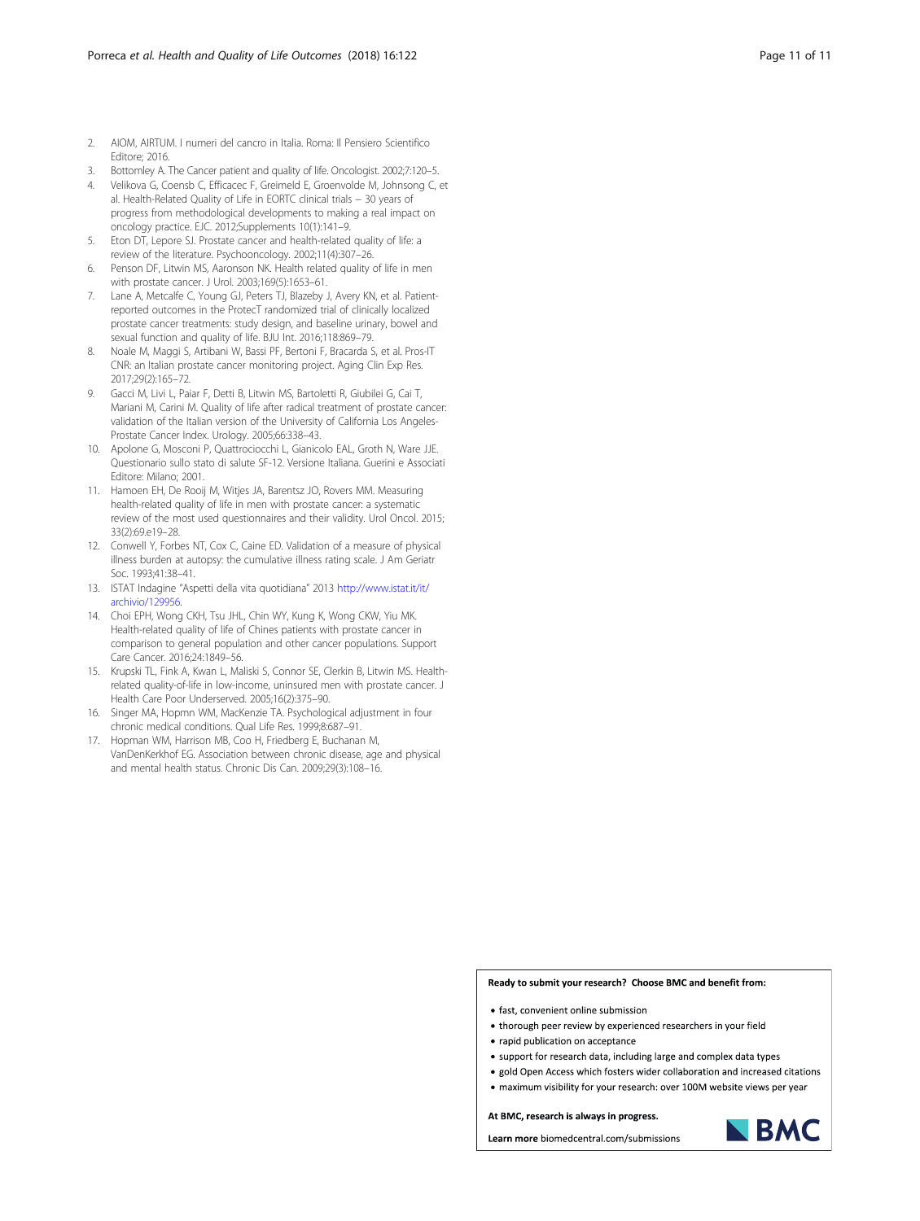2. AIOM, AIRTUM. I numeri del cancro in Italia. Roma: Il Pensiero Scientifico Editore; 2016.
3. Bottomley A. The Cancer patient and quality of life. Oncologist. 2002;7:120–5.
4. Velikova G, Coensb C, Efficacec F, Greimeld E, Groenvolde M, Johnsong C, et al. Health-Related Quality of Life in EORTC clinical trials – 30 years of progress from methodological developments to making a real impact on oncology practice. EJC. 2012;Supplements 10(1):141–9.
5. Eton DT, Lepore SJ. Prostate cancer and health-related quality of life: a review of the literature. Psychooncology. 2002;11(4):307–26.
6. Penson DF, Litwin MS, Aaronson NK. Health related quality of life in men with prostate cancer. J Urol. 2003;169(5):1653–61.
7. Lane A, Metcalfe C, Young GJ, Peters TJ, Blazeby J, Avery KN, et al. Patient-reported outcomes in the ProtecT randomized trial of clinically localized prostate cancer treatments: study design, and baseline urinary, bowel and sexual function and quality of life. BJU Int. 2016;118:869–79.
8. Noale M, Maggi S, Artibani W, Bassi PF, Bertoni F, Bracarda S, et al. Pros-IT CNR: an Italian prostate cancer monitoring project. Aging Clin Exp Res. 2017;29(2):165–72.
9. Gacci M, Livi L, Paiar F, Detti B, Litwin MS, Bartoletti R, Giubilei G, Cai T, Mariani M, Carini M. Quality of life after radical treatment of prostate cancer: validation of the Italian version of the University of California Los Angeles-Prostate Cancer Index. Urology. 2005;66:338–43.
10. Apolone G, Mosconi P, Quattrociocchi L, Gianicolo EAL, Groth N, Ware JJE. Questionario sullo stato di salute SF-12. Versione Italiana. Guerini e Associati Editore: Milano; 2001.
11. Hamoen EH, De Rooij M, Witjes JA, Barentsz JO, Rovers MM. Measuring health-related quality of life in men with prostate cancer: a systematic review of the most used questionnaires and their validity. Urol Oncol. 2015; 33(2):69.e19–28.
12. Conwell Y, Forbes NT, Cox C, Caine ED. Validation of a measure of physical illness burden at autopsy: the cumulative illness rating scale. J Am Geriatr Soc. 1993;41:38–41.
13. ISTAT Indagine "Aspetti della vita quotidiana" 2013 http://www.istat.it/it/archivio/129956.
14. Choi EPH, Wong CKH, Tsu JHL, Chin WY, Kung K, Wong CKW, Yiu MK. Health-related quality of life of Chines patients with prostate cancer in comparison to general population and other cancer populations. Support Care Cancer. 2016;24:1849–56.
15. Krupski TL, Fink A, Kwan L, Maliski S, Connor SE, Clerkin B, Litwin MS. Health-related quality-of-life in low-income, uninsured men with prostate cancer. J Health Care Poor Underserved. 2005;16(2):375–90.
16. Singer MA, Hopmn WM, MacKenzie TA. Psychological adjustment in four chronic medical conditions. Qual Life Res. 1999;8:687–91.
17. Hopman WM, Harrison MB, Coo H, Friedberg E, Buchanan M, VanDenKerkhof EG. Association between chronic disease, age and physical and mental health status. Chronic Dis Can. 2009;29(3):108–16.

**Ready to submit your research? Choose BMC and benefit from:**

- fast, convenient online submission
- thorough peer review by experienced researchers in your field
- rapid publication on acceptance
- support for research data, including large and complex data types
- gold Open Access which fosters wider collaboration and increased citations
- maximum visibility for your research: over 100M website views per year

**At BMC, research is always in progress.**

**Learn more** biomedcentral.com/submissions

BMC